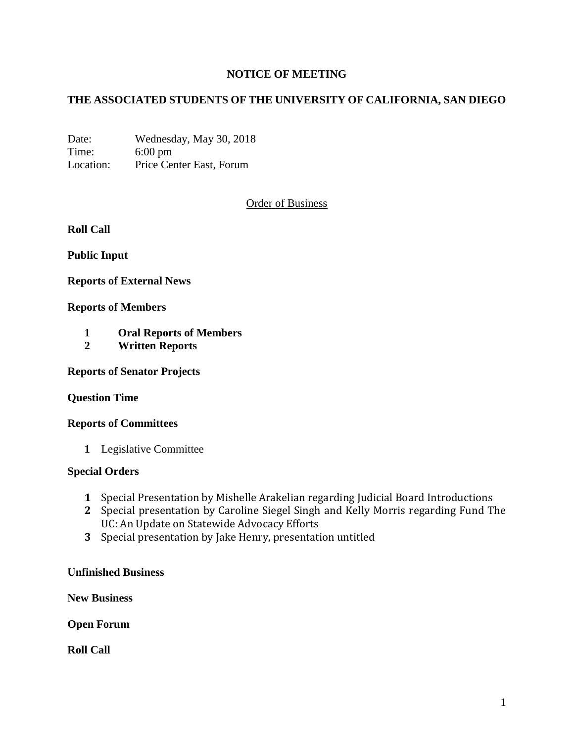# NOTICE OF MEETING

# THE ASSOCIATED STUDENTS OF THE UNIVERSITY OF CALIFORNIA, SAN DIEGO

Date: Wednesday, May 30, 2018
Time: 6:00 pm
Location: Price Center East, Forum

## Order of Business

**Roll Call**

**Public Input**

**Reports of External News**

**Reports of Members**

1. **Oral Reports of Members**
2. **Written Reports**

**Reports of Senator Projects**

**Question Time**

**Reports of Committees**

1. Legislative Committee

**Special Orders**

1. Special Presentation by Mishelle Arakelian regarding Judicial Board Introductions
2. Special presentation by Caroline Siegel Singh and Kelly Morris regarding Fund The UC: An Update on Statewide Advocacy Efforts
3. Special presentation by Jake Henry, presentation untitled

**Unfinished Business**

**New Business**

**Open Forum**

**Roll Call**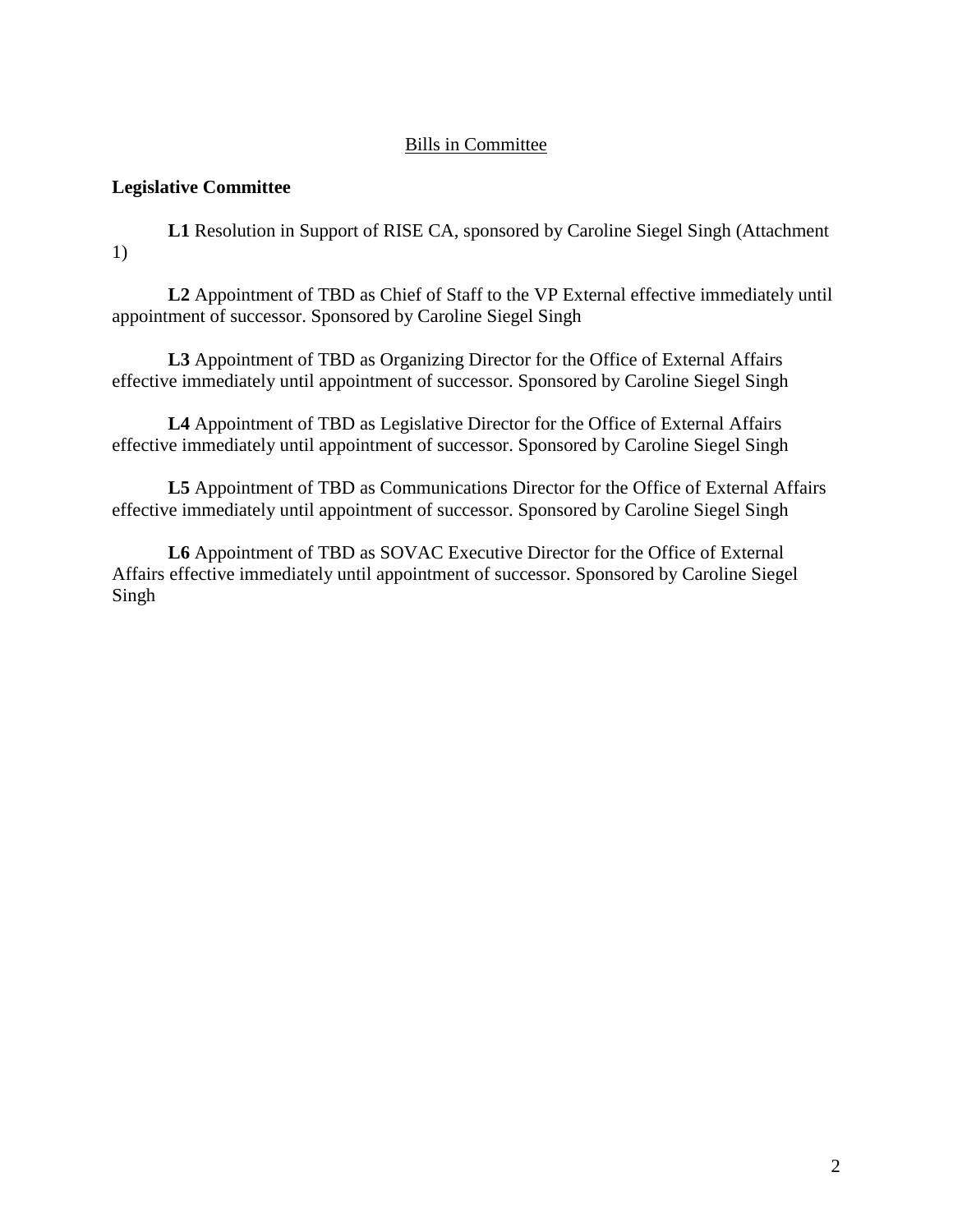Bills in Committee

**Legislative Committee**

**L1** Resolution in Support of RISE CA, sponsored by Caroline Siegel Singh (Attachment 1)

**L2** Appointment of TBD as Chief of Staff to the VP External effective immediately until appointment of successor. Sponsored by Caroline Siegel Singh

**L3** Appointment of TBD as Organizing Director for the Office of External Affairs effective immediately until appointment of successor. Sponsored by Caroline Siegel Singh

**L4** Appointment of TBD as Legislative Director for the Office of External Affairs effective immediately until appointment of successor. Sponsored by Caroline Siegel Singh

**L5** Appointment of TBD as Communications Director for the Office of External Affairs effective immediately until appointment of successor. Sponsored by Caroline Siegel Singh

**L6** Appointment of TBD as SOVAC Executive Director for the Office of External Affairs effective immediately until appointment of successor. Sponsored by Caroline Siegel Singh